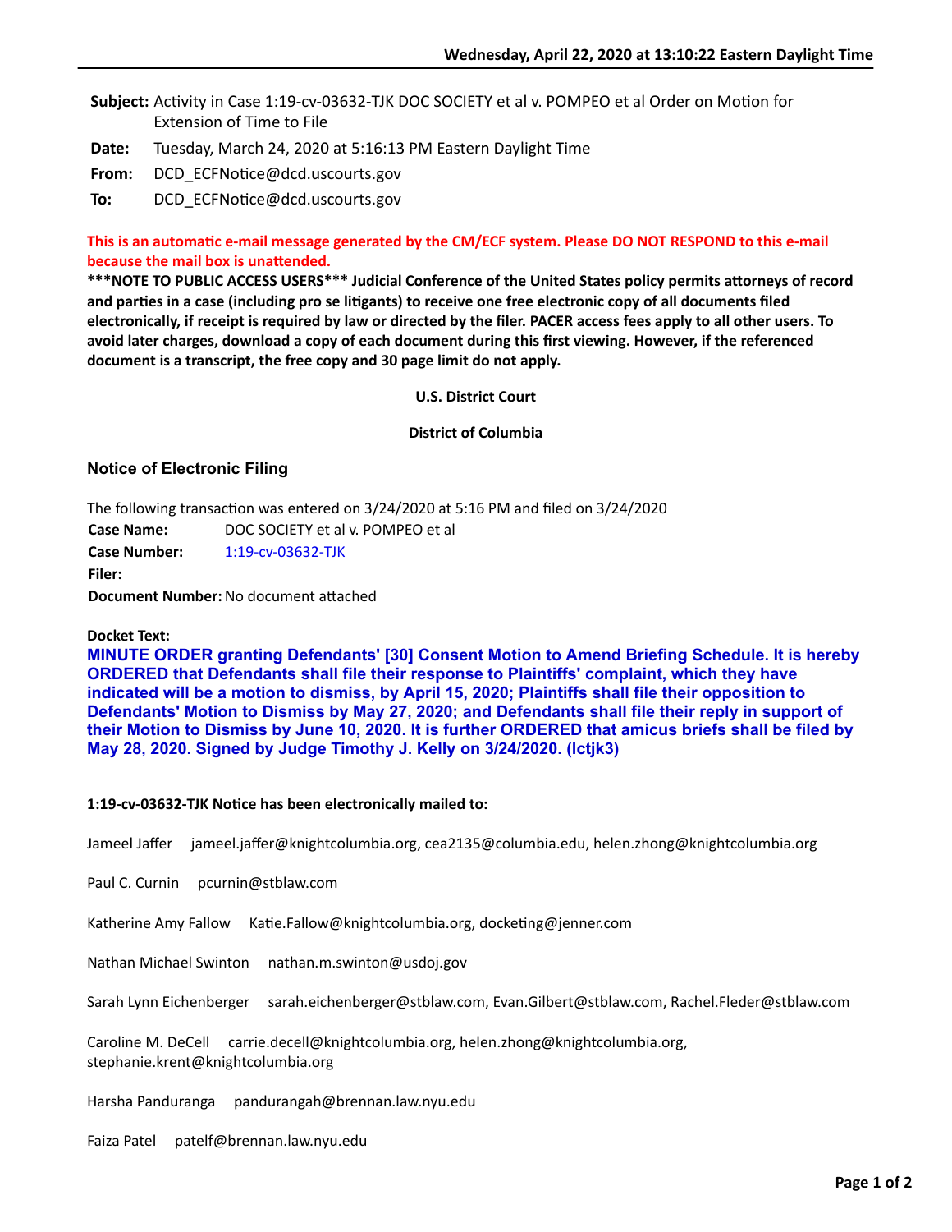**Subject:** Activity in Case 1:19-cv-03632-TJK DOC SOCIETY et al v. POMPEO et al Order on Motion for Extension of Time to File

**Date:** Tuesday, March 24, 2020 at 5:16:13 PM Eastern Daylight Time

**From:** DCD_ECFNotice@dcd.uscourts.gov

**To:** DCD_ECFNotice@dcd.uscourts.gov

**This is an automatic e-mail message generated by the CM/ECF system. Please DO NOT RESPOND to this e-mail because the mail box is unattended.**

**\*\*\*NOTE TO PUBLIC ACCESS USERS\*\*\* Judicial Conference of the United States policy permits attorneys of record and parties in a case (including pro se litigants) to receive one free electronic copy of all documents filed electronically, if receipt is required by law or directed by the filer. PACER access fees apply to all other users. To avoid later charges, download a copy of each document during this first viewing. However, if the referenced document is a transcript, the free copy and 30 page limit do not apply.**

**U.S. District Court**

**District of Columbia**

## Notice of Electronic Filing

The following transaction was entered on 3/24/2020 at 5:16 PM and filed on 3/24/2020

**Case Name:** DOC SOCIETY et al v. POMPEO et al

**Case Number:** 1:19-cv-03632-TJK

**Filer:**

**Document Number:** No document attached

**Docket Text:**

**MINUTE ORDER granting Defendants' [30] Consent Motion to Amend Briefing Schedule. It is hereby ORDERED that Defendants shall file their response to Plaintiffs' complaint, which they have indicated will be a motion to dismiss, by April 15, 2020; Plaintiffs shall file their opposition to Defendants' Motion to Dismiss by May 27, 2020; and Defendants shall file their reply in support of their Motion to Dismiss by June 10, 2020. It is further ORDERED that amicus briefs shall be filed by May 28, 2020. Signed by Judge Timothy J. Kelly on 3/24/2020. (lctjk3)**

**1:19-cv-03632-TJK Notice has been electronically mailed to:**

Jameel Jaffer jameel.jaffer@knightcolumbia.org, cea2135@columbia.edu, helen.zhong@knightcolumbia.org

Paul C. Curnin pcurnin@stblaw.com

Katherine Amy Fallow Katie.Fallow@knightcolumbia.org, docketing@jenner.com

Nathan Michael Swinton nathan.m.swinton@usdoj.gov

Sarah Lynn Eichenberger sarah.eichenberger@stblaw.com, Evan.Gilbert@stblaw.com, Rachel.Fleder@stblaw.com

Caroline M. DeCell carrie.decell@knightcolumbia.org, helen.zhong@knightcolumbia.org, stephanie.krent@knightcolumbia.org

Harsha Panduranga pandurangah@brennan.law.nyu.edu

Faiza Patel patelf@brennan.law.nyu.edu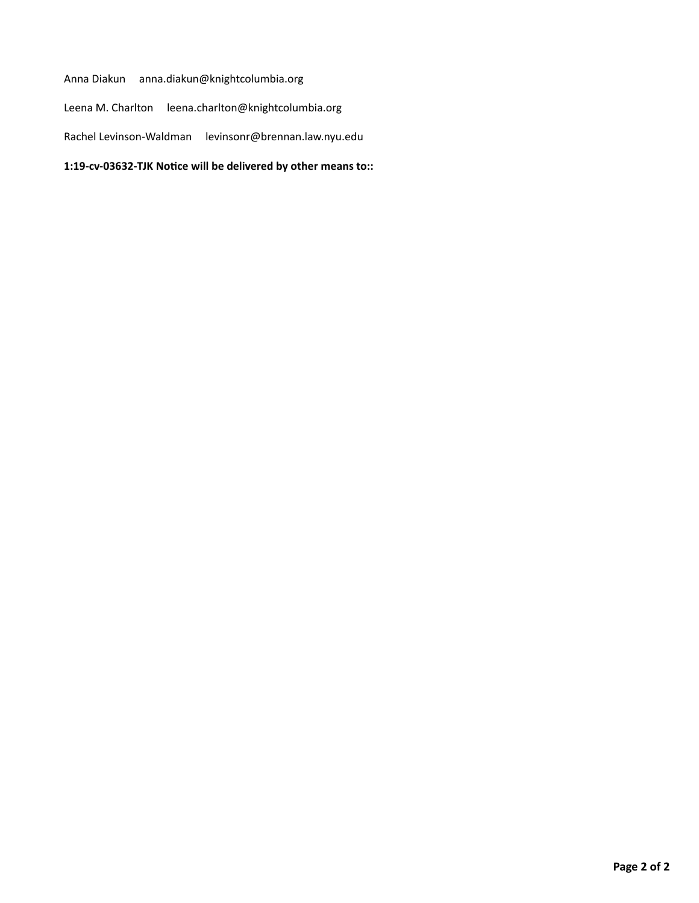Anna Diakun     anna.diakun@knightcolumbia.org

Leena M. Charlton     leena.charlton@knightcolumbia.org

Rachel Levinson-Waldman     levinsonr@brennan.law.nyu.edu

**1:19-cv-03632-TJK Notice will be delivered by other means to::**